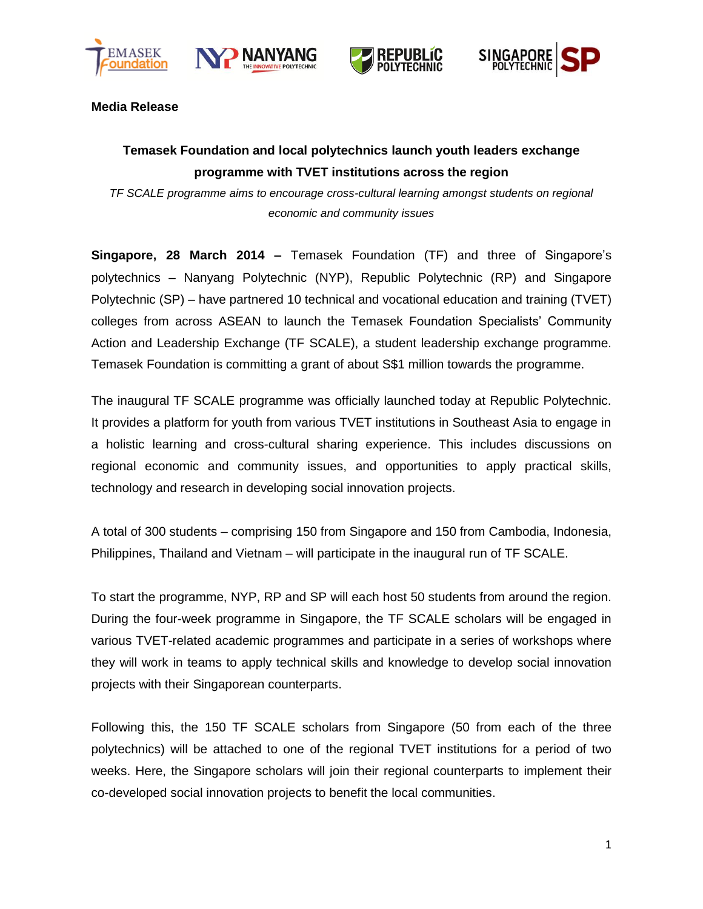**Media Release**

# Temasek Foundation and local polytechnics launch youth leaders exchange programme with TVET institutions across the region

*TF SCALE programme aims to encourage cross-cultural learning amongst students on regional economic and community issues*

**Singapore, 28 March 2014 –** Temasek Foundation (TF) and three of Singapore's polytechnics – Nanyang Polytechnic (NYP), Republic Polytechnic (RP) and Singapore Polytechnic (SP) – have partnered 10 technical and vocational education and training (TVET) colleges from across ASEAN to launch the Temasek Foundation Specialists' Community Action and Leadership Exchange (TF SCALE), a student leadership exchange programme. Temasek Foundation is committing a grant of about S$1 million towards the programme.

The inaugural TF SCALE programme was officially launched today at Republic Polytechnic. It provides a platform for youth from various TVET institutions in Southeast Asia to engage in a holistic learning and cross-cultural sharing experience. This includes discussions on regional economic and community issues, and opportunities to apply practical skills, technology and research in developing social innovation projects.

A total of 300 students – comprising 150 from Singapore and 150 from Cambodia, Indonesia, Philippines, Thailand and Vietnam – will participate in the inaugural run of TF SCALE.

To start the programme, NYP, RP and SP will each host 50 students from around the region. During the four-week programme in Singapore, the TF SCALE scholars will be engaged in various TVET-related academic programmes and participate in a series of workshops where they will work in teams to apply technical skills and knowledge to develop social innovation projects with their Singaporean counterparts.

Following this, the 150 TF SCALE scholars from Singapore (50 from each of the three polytechnics) will be attached to one of the regional TVET institutions for a period of two weeks. Here, the Singapore scholars will join their regional counterparts to implement their co-developed social innovation projects to benefit the local communities.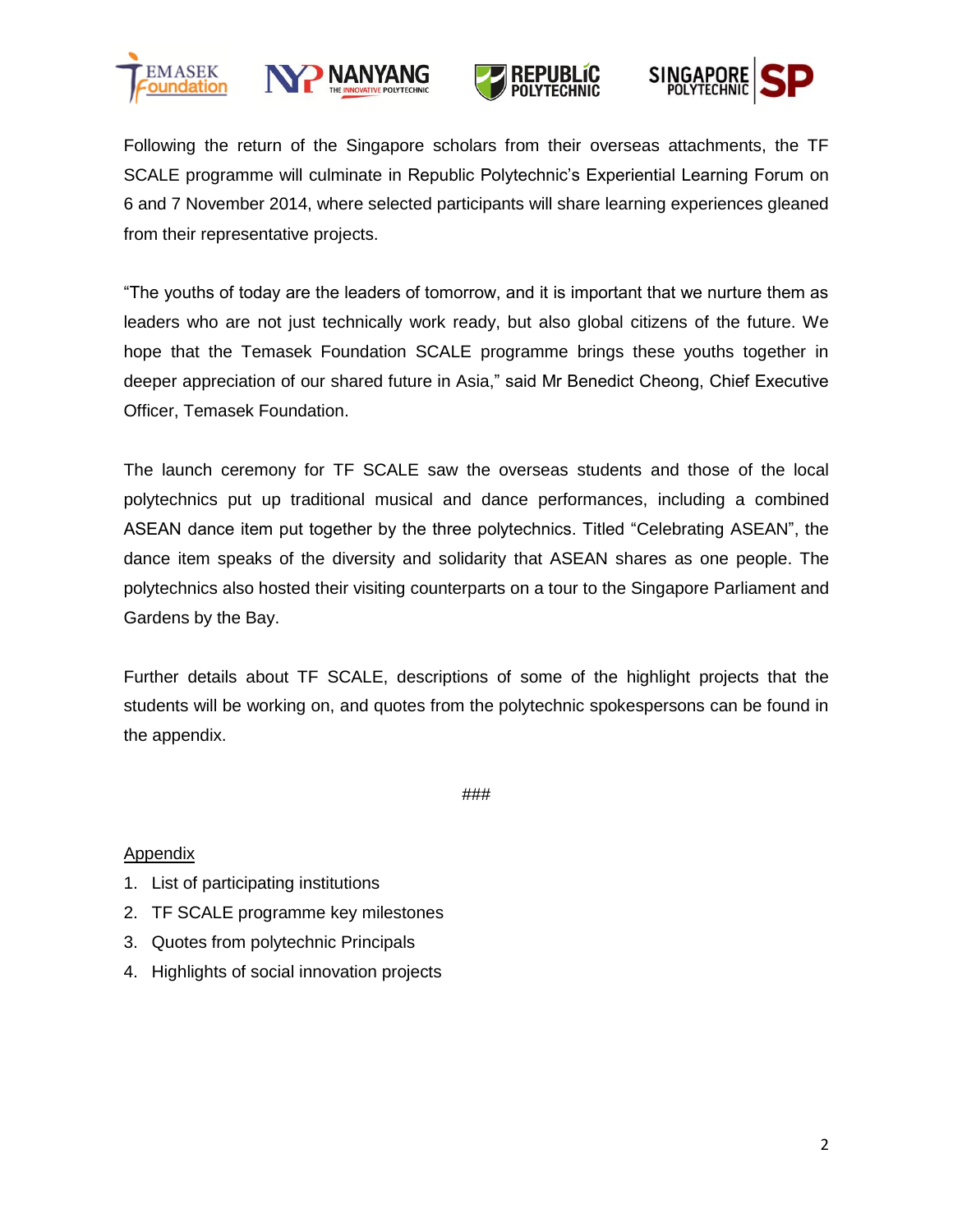Following the return of the Singapore scholars from their overseas attachments, the TF SCALE programme will culminate in Republic Polytechnic's Experiential Learning Forum on 6 and 7 November 2014, where selected participants will share learning experiences gleaned from their representative projects.

"The youths of today are the leaders of tomorrow, and it is important that we nurture them as leaders who are not just technically work ready, but also global citizens of the future. We hope that the Temasek Foundation SCALE programme brings these youths together in deeper appreciation of our shared future in Asia," said Mr Benedict Cheong, Chief Executive Officer, Temasek Foundation.

The launch ceremony for TF SCALE saw the overseas students and those of the local polytechnics put up traditional musical and dance performances, including a combined ASEAN dance item put together by the three polytechnics. Titled "Celebrating ASEAN", the dance item speaks of the diversity and solidarity that ASEAN shares as one people. The polytechnics also hosted their visiting counterparts on a tour to the Singapore Parliament and Gardens by the Bay.

Further details about TF SCALE, descriptions of some of the highlight projects that the students will be working on, and quotes from the polytechnic spokespersons can be found in the appendix.

###

<u>Appendix</u>

1. List of participating institutions
2. TF SCALE programme key milestones
3. Quotes from polytechnic Principals
4. Highlights of social innovation projects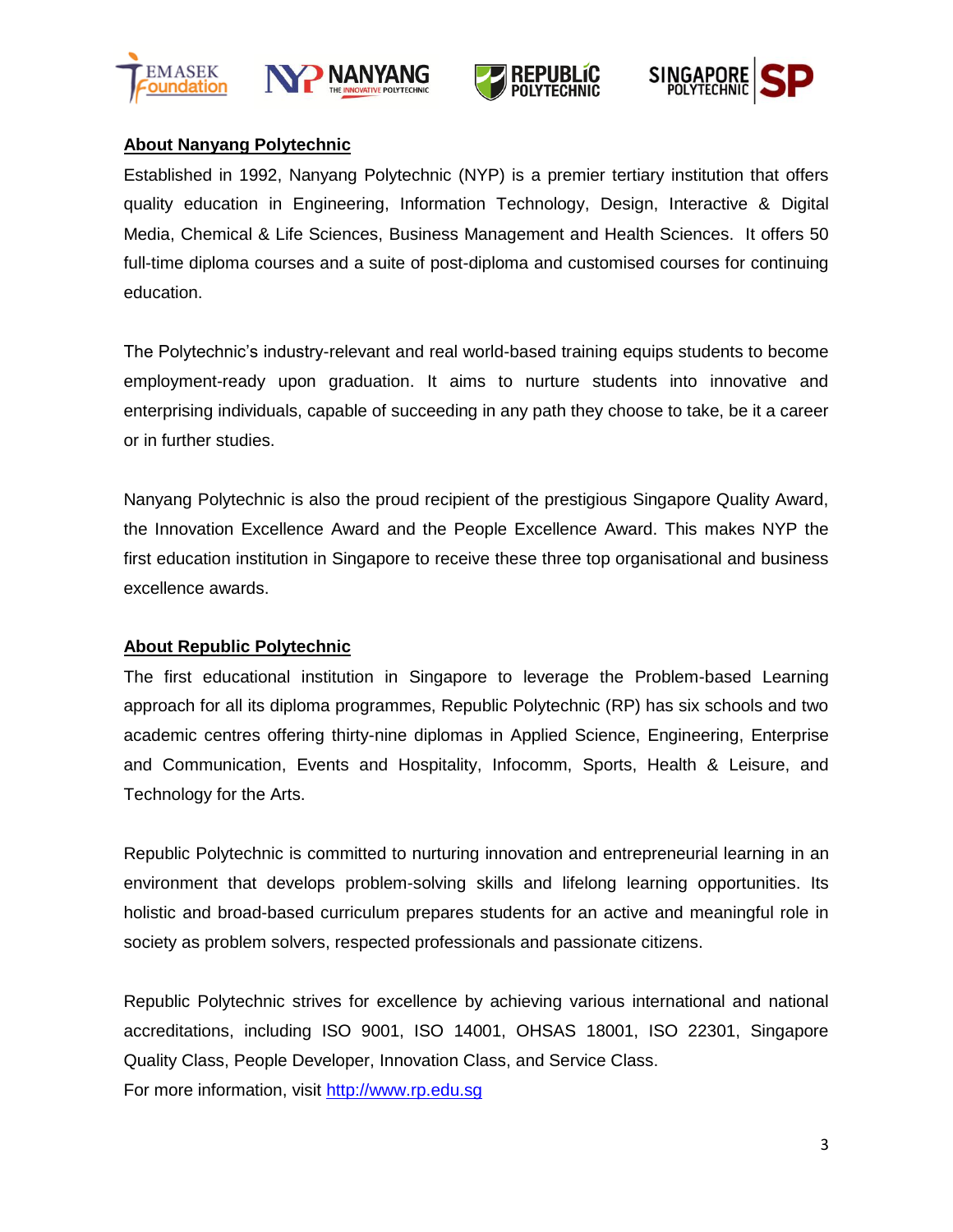**About Nanyang Polytechnic**

Established in 1992, Nanyang Polytechnic (NYP) is a premier tertiary institution that offers quality education in Engineering, Information Technology, Design, Interactive & Digital Media, Chemical & Life Sciences, Business Management and Health Sciences. It offers 50 full-time diploma courses and a suite of post-diploma and customised courses for continuing education.

The Polytechnic's industry-relevant and real world-based training equips students to become employment-ready upon graduation. It aims to nurture students into innovative and enterprising individuals, capable of succeeding in any path they choose to take, be it a career or in further studies.

Nanyang Polytechnic is also the proud recipient of the prestigious Singapore Quality Award, the Innovation Excellence Award and the People Excellence Award. This makes NYP the first education institution in Singapore to receive these three top organisational and business excellence awards.

**About Republic Polytechnic**

The first educational institution in Singapore to leverage the Problem-based Learning approach for all its diploma programmes, Republic Polytechnic (RP) has six schools and two academic centres offering thirty-nine diplomas in Applied Science, Engineering, Enterprise and Communication, Events and Hospitality, Infocomm, Sports, Health & Leisure, and Technology for the Arts.

Republic Polytechnic is committed to nurturing innovation and entrepreneurial learning in an environment that develops problem-solving skills and lifelong learning opportunities. Its holistic and broad-based curriculum prepares students for an active and meaningful role in society as problem solvers, respected professionals and passionate citizens.

Republic Polytechnic strives for excellence by achieving various international and national accreditations, including ISO 9001, ISO 14001, OHSAS 18001, ISO 22301, Singapore Quality Class, People Developer, Innovation Class, and Service Class.
For more information, visit http://www.rp.edu.sg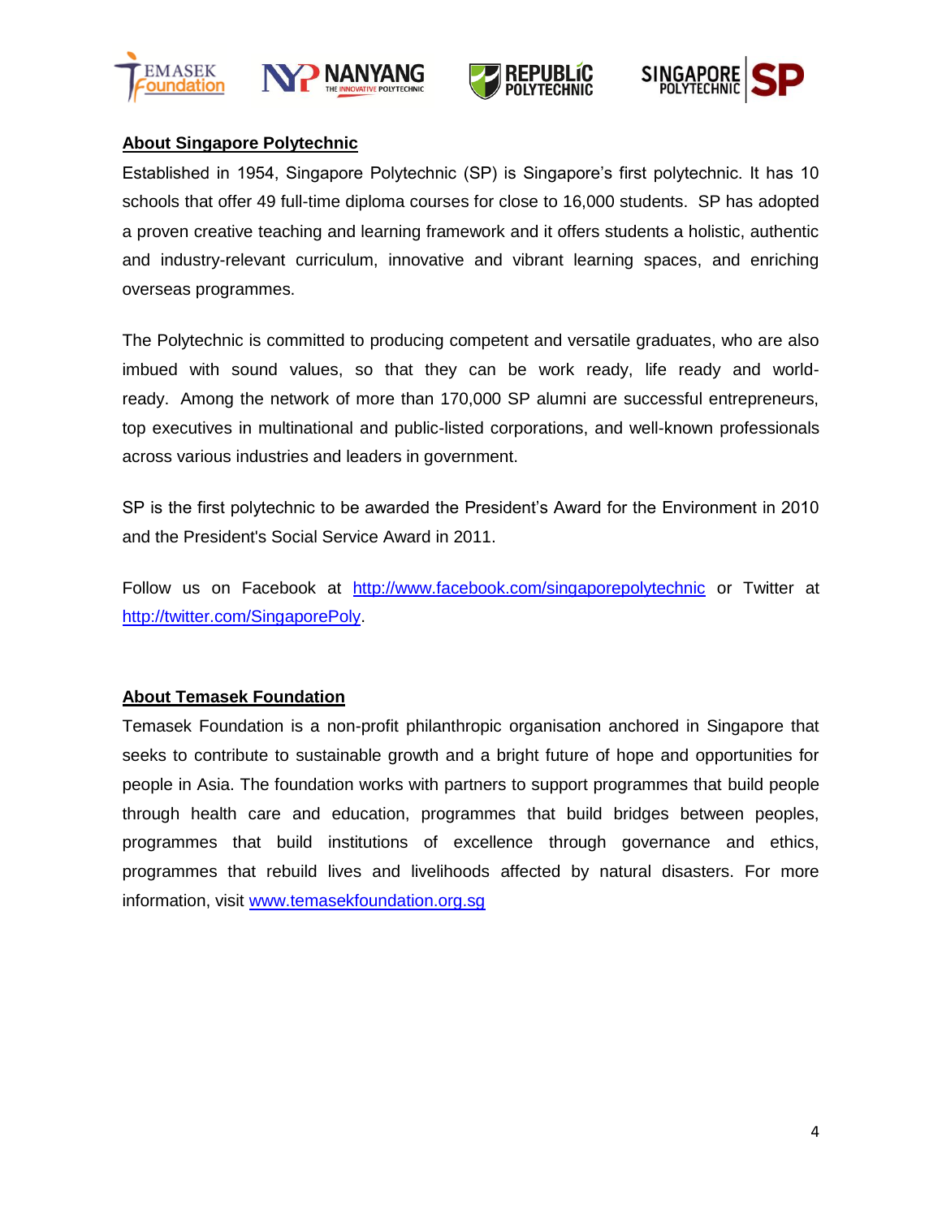## About Singapore Polytechnic

Established in 1954, Singapore Polytechnic (SP) is Singapore's first polytechnic. It has 10 schools that offer 49 full-time diploma courses for close to 16,000 students. SP has adopted a proven creative teaching and learning framework and it offers students a holistic, authentic and industry-relevant curriculum, innovative and vibrant learning spaces, and enriching overseas programmes.

The Polytechnic is committed to producing competent and versatile graduates, who are also imbued with sound values, so that they can be work ready, life ready and world-ready. Among the network of more than 170,000 SP alumni are successful entrepreneurs, top executives in multinational and public-listed corporations, and well-known professionals across various industries and leaders in government.

SP is the first polytechnic to be awarded the President's Award for the Environment in 2010 and the President's Social Service Award in 2011.

Follow us on Facebook at http://www.facebook.com/singaporepolytechnic or Twitter at http://twitter.com/SingaporePoly.

## About Temasek Foundation

Temasek Foundation is a non-profit philanthropic organisation anchored in Singapore that seeks to contribute to sustainable growth and a bright future of hope and opportunities for people in Asia. The foundation works with partners to support programmes that build people through health care and education, programmes that build bridges between peoples, programmes that build institutions of excellence through governance and ethics, programmes that rebuild lives and livelihoods affected by natural disasters. For more information, visit www.temasekfoundation.org.sg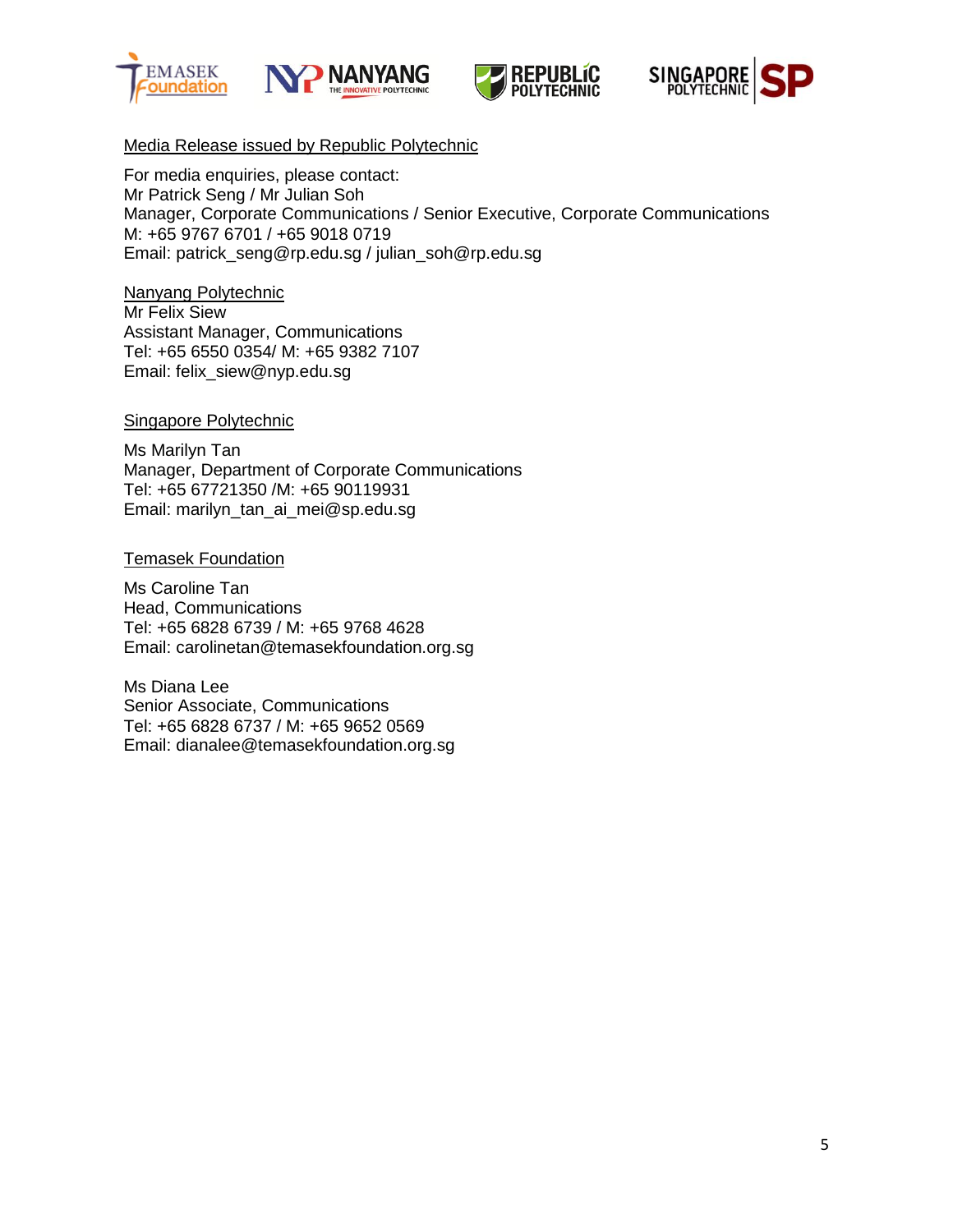<u>Media Release issued by Republic Polytechnic</u>

For media enquiries, please contact:
Mr Patrick Seng / Mr Julian Soh
Manager, Corporate Communications / Senior Executive, Corporate Communications
M: +65 9767 6701 / +65 9018 0719
Email: patrick_seng@rp.edu.sg / julian_soh@rp.edu.sg

<u>Nanyang Polytechnic</u>
Mr Felix Siew
Assistant Manager, Communications
Tel: +65 6550 0354/ M: +65 9382 7107
Email: felix_siew@nyp.edu.sg

<u>Singapore Polytechnic</u>

Ms Marilyn Tan
Manager, Department of Corporate Communications
Tel: +65 67721350 /M: +65 90119931
Email: marilyn_tan_ai_mei@sp.edu.sg

<u>Temasek Foundation</u>

Ms Caroline Tan
Head, Communications
Tel: +65 6828 6739 / M: +65 9768 4628
Email: carolinetan@temasekfoundation.org.sg

Ms Diana Lee
Senior Associate, Communications
Tel: +65 6828 6737 / M: +65 9652 0569
Email: dianalee@temasekfoundation.org.sg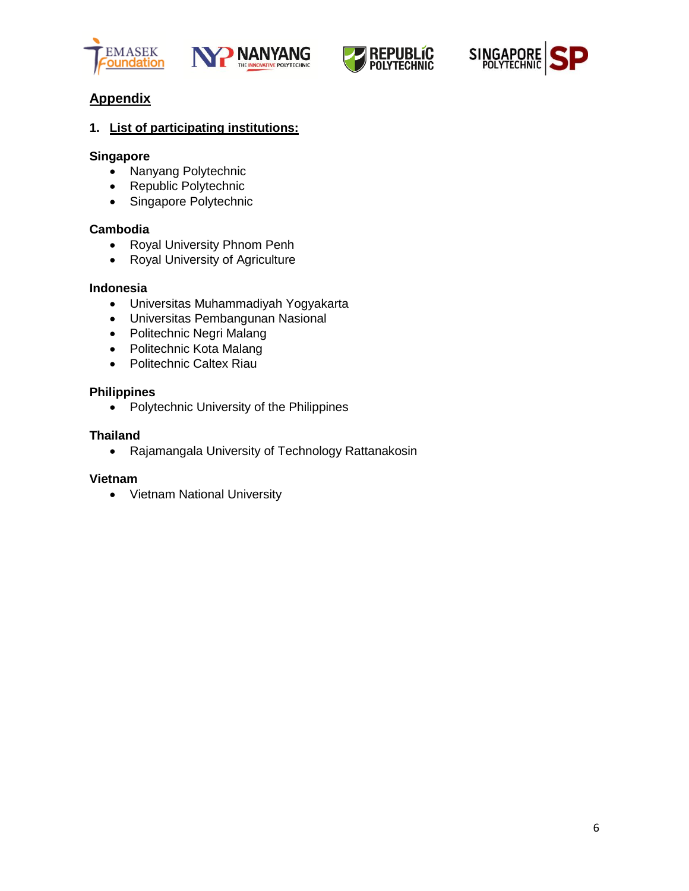## Appendix

### 1. List of participating institutions:

**Singapore**

- Nanyang Polytechnic
- Republic Polytechnic
- Singapore Polytechnic

**Cambodia**

- Royal University Phnom Penh
- Royal University of Agriculture

**Indonesia**

- Universitas Muhammadiyah Yogyakarta
- Universitas Pembangunan Nasional
- Politechnic Negri Malang
- Politechnic Kota Malang
- Politechnic Caltex Riau

**Philippines**

- Polytechnic University of the Philippines

**Thailand**

- Rajamangala University of Technology Rattanakosin

**Vietnam**

- Vietnam National University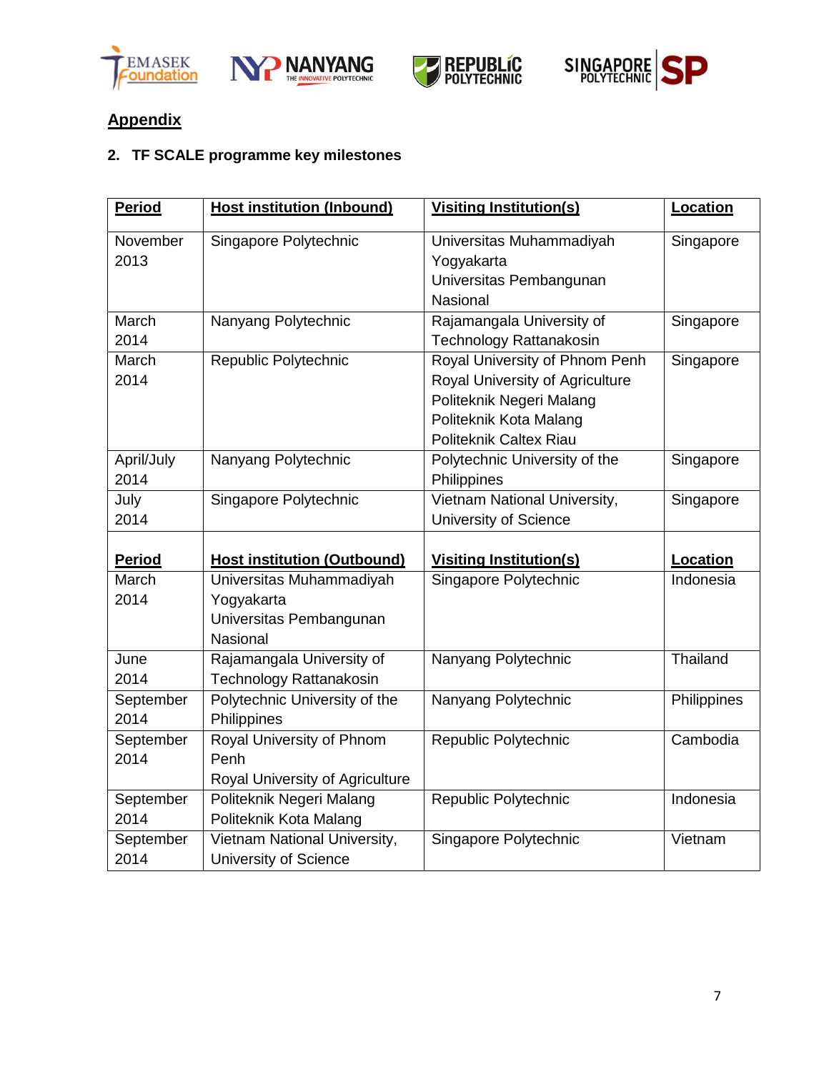## Appendix

### 2. TF SCALE programme key milestones

| Period | Host institution (Inbound) | Visiting Institution(s) | Location |
|---|---|---|---|
| November 2013 | Singapore Polytechnic | Universitas Muhammadiyah Yogyakarta<br>Universitas Pembangunan Nasional | Singapore |
| March 2014 | Nanyang Polytechnic | Rajamangala University of Technology Rattanakosin | Singapore |
| March 2014 | Republic Polytechnic | Royal University of Phnom Penh<br>Royal University of Agriculture<br>Politeknik Negeri Malang<br>Politeknik Kota Malang<br>Politeknik Caltex Riau | Singapore |
| April/July 2014 | Nanyang Polytechnic | Polytechnic University of the Philippines | Singapore |
| July 2014 | Singapore Polytechnic | Vietnam National University, University of Science | Singapore |
| **Period** | **Host institution (Outbound)** | **Visiting Institution(s)** | **Location** |
| March 2014 | Universitas Muhammadiyah Yogyakarta<br>Universitas Pembangunan Nasional | Singapore Polytechnic | Indonesia |
| June 2014 | Rajamangala University of Technology Rattanakosin | Nanyang Polytechnic | Thailand |
| September 2014 | Polytechnic University of the Philippines | Nanyang Polytechnic | Philippines |
| September 2014 | Royal University of Phnom Penh<br>Royal University of Agriculture | Republic Polytechnic | Cambodia |
| September 2014 | Politeknik Negeri Malang<br>Politeknik Kota Malang | Republic Polytechnic | Indonesia |
| September 2014 | Vietnam National University, University of Science | Singapore Polytechnic | Vietnam |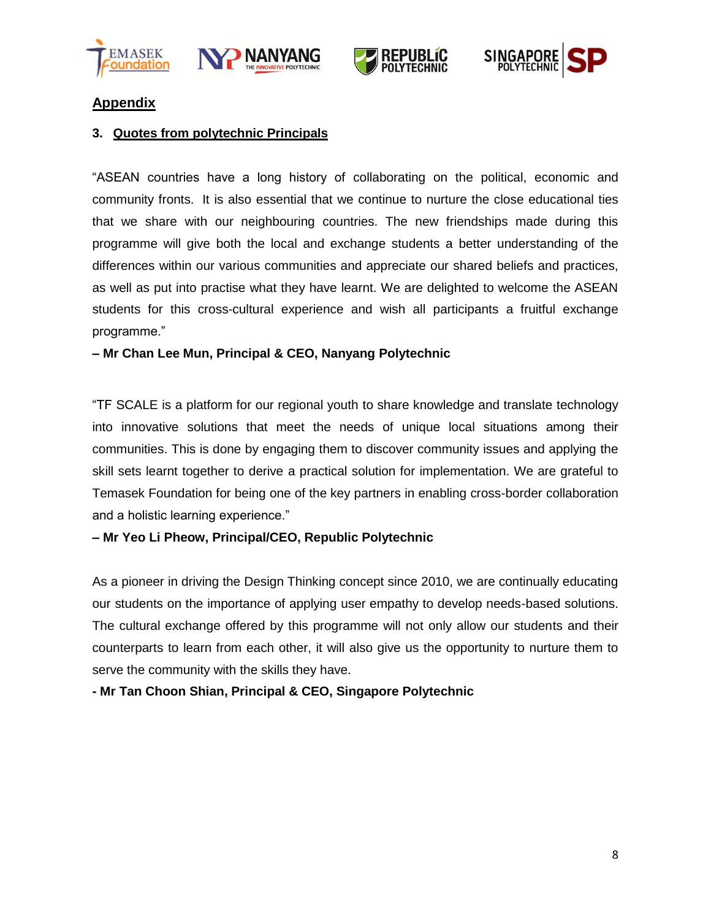## Appendix

### 3. Quotes from polytechnic Principals

"ASEAN countries have a long history of collaborating on the political, economic and community fronts. It is also essential that we continue to nurture the close educational ties that we share with our neighbouring countries. The new friendships made during this programme will give both the local and exchange students a better understanding of the differences within our various communities and appreciate our shared beliefs and practices, as well as put into practise what they have learnt. We are delighted to welcome the ASEAN students for this cross-cultural experience and wish all participants a fruitful exchange programme."

**– Mr Chan Lee Mun, Principal & CEO, Nanyang Polytechnic**

"TF SCALE is a platform for our regional youth to share knowledge and translate technology into innovative solutions that meet the needs of unique local situations among their communities. This is done by engaging them to discover community issues and applying the skill sets learnt together to derive a practical solution for implementation. We are grateful to Temasek Foundation for being one of the key partners in enabling cross-border collaboration and a holistic learning experience."

**– Mr Yeo Li Pheow, Principal/CEO, Republic Polytechnic**

As a pioneer in driving the Design Thinking concept since 2010, we are continually educating our students on the importance of applying user empathy to develop needs-based solutions. The cultural exchange offered by this programme will not only allow our students and their counterparts to learn from each other, it will also give us the opportunity to nurture them to serve the community with the skills they have.

**- Mr Tan Choon Shian, Principal & CEO, Singapore Polytechnic**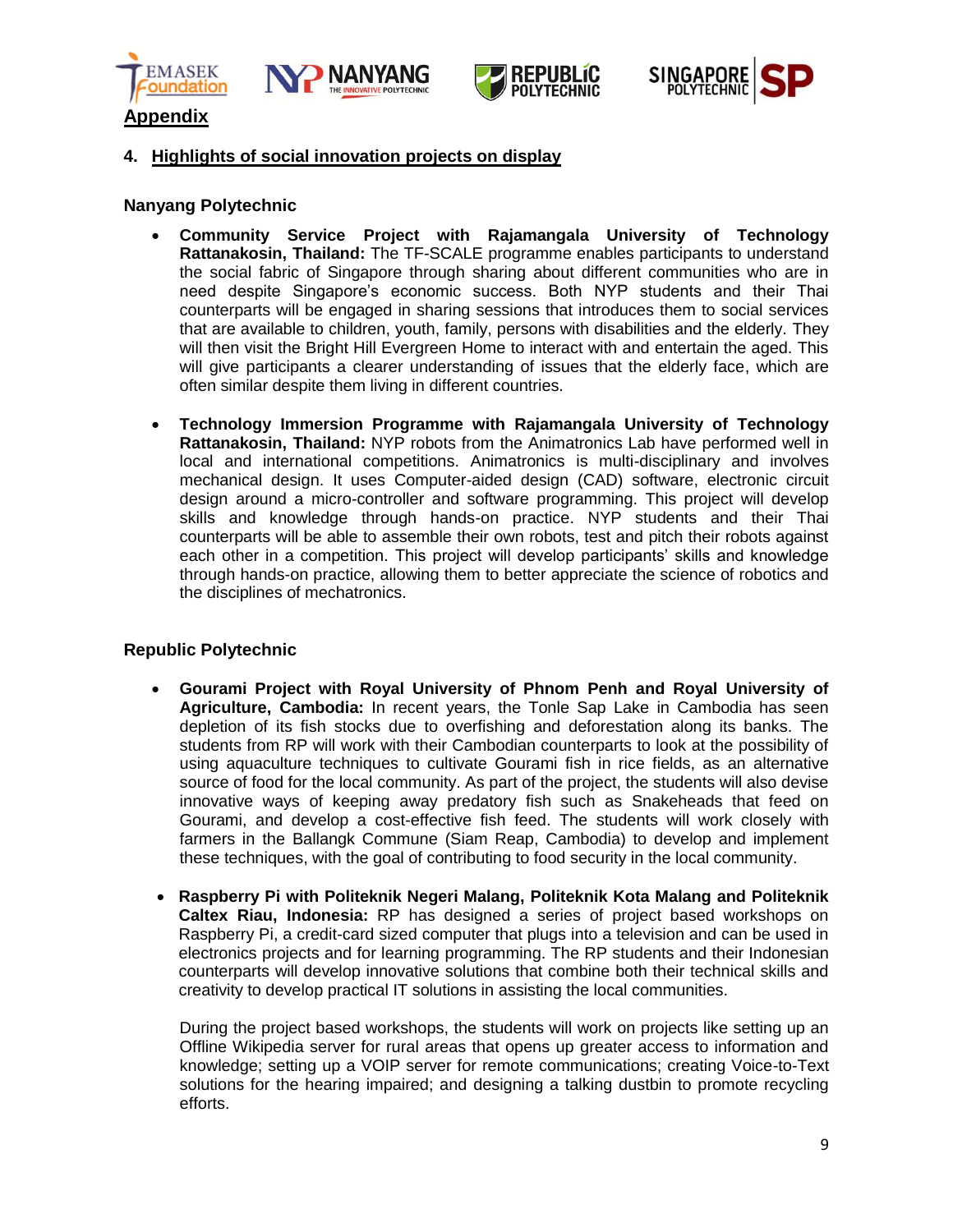## Appendix

### 4. Highlights of social innovation projects on display

**Nanyang Polytechnic**

- **Community Service Project with Rajamangala University of Technology Rattanakosin, Thailand:** The TF-SCALE programme enables participants to understand the social fabric of Singapore through sharing about different communities who are in need despite Singapore's economic success. Both NYP students and their Thai counterparts will be engaged in sharing sessions that introduces them to social services that are available to children, youth, family, persons with disabilities and the elderly. They will then visit the Bright Hill Evergreen Home to interact with and entertain the aged. This will give participants a clearer understanding of issues that the elderly face, which are often similar despite them living in different countries.

- **Technology Immersion Programme with Rajamangala University of Technology Rattanakosin, Thailand:** NYP robots from the Animatronics Lab have performed well in local and international competitions. Animatronics is multi-disciplinary and involves mechanical design. It uses Computer-aided design (CAD) software, electronic circuit design around a micro-controller and software programming. This project will develop skills and knowledge through hands-on practice. NYP students and their Thai counterparts will be able to assemble their own robots, test and pitch their robots against each other in a competition. This project will develop participants' skills and knowledge through hands-on practice, allowing them to better appreciate the science of robotics and the disciplines of mechatronics.

**Republic Polytechnic**

- **Gourami Project with Royal University of Phnom Penh and Royal University of Agriculture, Cambodia:** In recent years, the Tonle Sap Lake in Cambodia has seen depletion of its fish stocks due to overfishing and deforestation along its banks. The students from RP will work with their Cambodian counterparts to look at the possibility of using aquaculture techniques to cultivate Gourami fish in rice fields, as an alternative source of food for the local community. As part of the project, the students will also devise innovative ways of keeping away predatory fish such as Snakeheads that feed on Gourami, and develop a cost-effective fish feed. The students will work closely with farmers in the Ballangk Commune (Siam Reap, Cambodia) to develop and implement these techniques, with the goal of contributing to food security in the local community.

- **Raspberry Pi with Politeknik Negeri Malang, Politeknik Kota Malang and Politeknik Caltex Riau, Indonesia:** RP has designed a series of project based workshops on Raspberry Pi, a credit-card sized computer that plugs into a television and can be used in electronics projects and for learning programming. The RP students and their Indonesian counterparts will develop innovative solutions that combine both their technical skills and creativity to develop practical IT solutions in assisting the local communities.

  During the project based workshops, the students will work on projects like setting up an Offline Wikipedia server for rural areas that opens up greater access to information and knowledge; setting up a VOIP server for remote communications; creating Voice-to-Text solutions for the hearing impaired; and designing a talking dustbin to promote recycling efforts.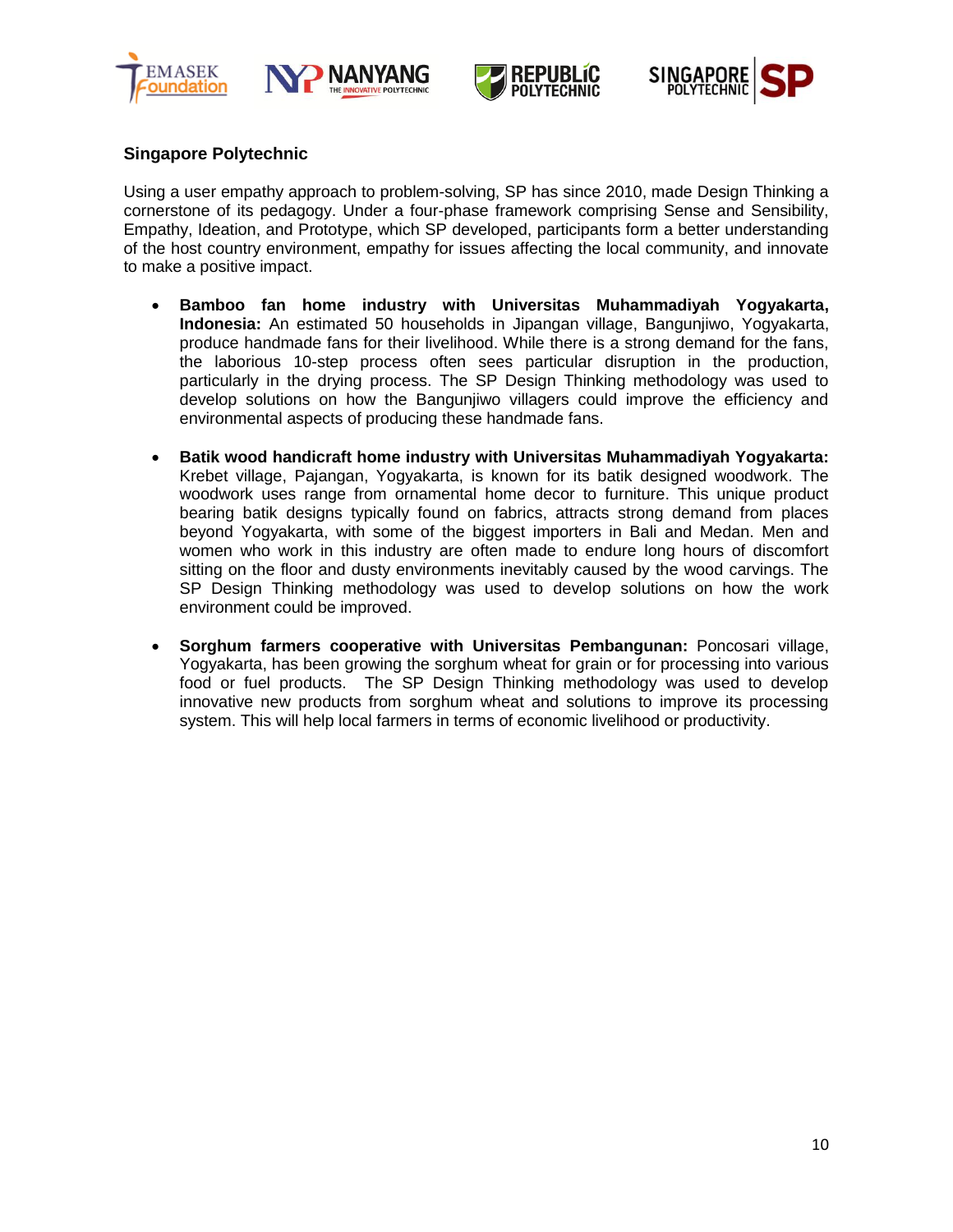**Singapore Polytechnic**

Using a user empathy approach to problem-solving, SP has since 2010, made Design Thinking a cornerstone of its pedagogy. Under a four-phase framework comprising Sense and Sensibility, Empathy, Ideation, and Prototype, which SP developed, participants form a better understanding of the host country environment, empathy for issues affecting the local community, and innovate to make a positive impact.

- **Bamboo fan home industry with Universitas Muhammadiyah Yogyakarta, Indonesia:** An estimated 50 households in Jipangan village, Bangunjiwo, Yogyakarta, produce handmade fans for their livelihood. While there is a strong demand for the fans, the laborious 10-step process often sees particular disruption in the production, particularly in the drying process. The SP Design Thinking methodology was used to develop solutions on how the Bangunjiwo villagers could improve the efficiency and environmental aspects of producing these handmade fans.

- **Batik wood handicraft home industry with Universitas Muhammadiyah Yogyakarta:** Krebet village, Pajangan, Yogyakarta, is known for its batik designed woodwork. The woodwork uses range from ornamental home decor to furniture. This unique product bearing batik designs typically found on fabrics, attracts strong demand from places beyond Yogyakarta, with some of the biggest importers in Bali and Medan. Men and women who work in this industry are often made to endure long hours of discomfort sitting on the floor and dusty environments inevitably caused by the wood carvings. The SP Design Thinking methodology was used to develop solutions on how the work environment could be improved.

- **Sorghum farmers cooperative with Universitas Pembangunan:** Poncosari village, Yogyakarta, has been growing the sorghum wheat for grain or for processing into various food or fuel products. The SP Design Thinking methodology was used to develop innovative new products from sorghum wheat and solutions to improve its processing system. This will help local farmers in terms of economic livelihood or productivity.